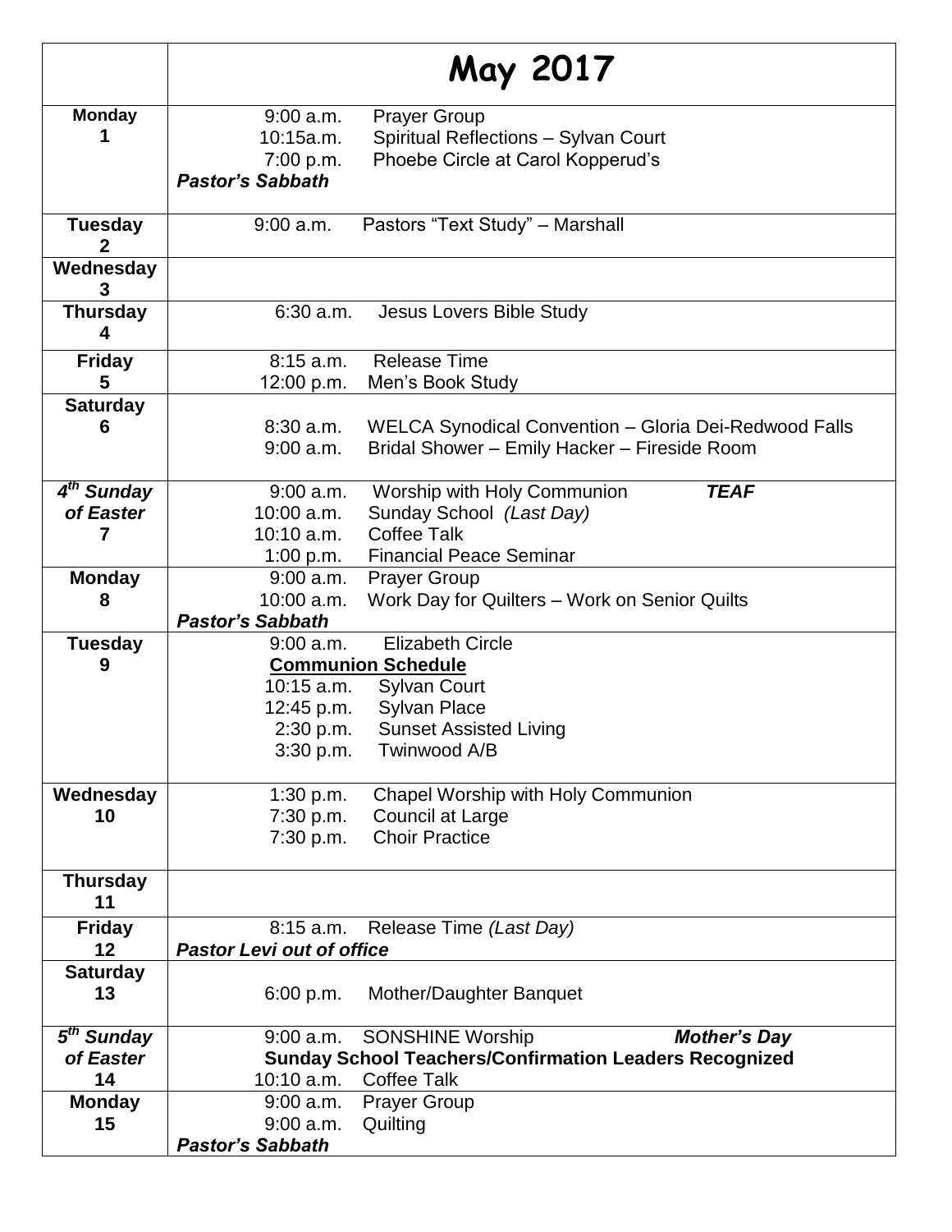| | **May 2017** |
|---|---|
| **Monday 1** | 9:00 a.m. Prayer Group<br>10:15a.m. Spiritual Reflections – Sylvan Court<br>7:00 p.m. Phoebe Circle at Carol Kopperud's<br>***Pastor's Sabbath*** |
| **Tuesday 2** | 9:00 a.m. Pastors "Text Study" – Marshall |
| **Wednesday 3** | |
| **Thursday 4** | 6:30 a.m. Jesus Lovers Bible Study |
| **Friday 5** | 8:15 a.m. Release Time<br>12:00 p.m. Men's Book Study |
| **Saturday 6** | 8:30 a.m. WELCA Synodical Convention – Gloria Dei-Redwood Falls<br>9:00 a.m. Bridal Shower – Emily Hacker – Fireside Room |
| ***4th Sunday of Easter*** **7** | 9:00 a.m. Worship with Holy Communion ***TEAF***<br>10:00 a.m. Sunday School *(Last Day)*<br>10:10 a.m. Coffee Talk<br>1:00 p.m. Financial Peace Seminar |
| **Monday 8** | 9:00 a.m. Prayer Group<br>10:00 a.m. Work Day for Quilters – Work on Senior Quilts<br>***Pastor's Sabbath*** |
| **Tuesday 9** | 9:00 a.m. Elizabeth Circle<br>**Communion Schedule**<br>10:15 a.m. Sylvan Court<br>12:45 p.m. Sylvan Place<br>2:30 p.m. Sunset Assisted Living<br>3:30 p.m. Twinwood A/B |
| **Wednesday 10** | 1:30 p.m. Chapel Worship with Holy Communion<br>7:30 p.m. Council at Large<br>7:30 p.m. Choir Practice |
| **Thursday 11** | |
| **Friday 12** | 8:15 a.m. Release Time *(Last Day)*<br>***Pastor Levi out of office*** |
| **Saturday 13** | 6:00 p.m. Mother/Daughter Banquet |
| ***5th Sunday of Easter*** **14** | 9:00 a.m. SONSHINE Worship ***Mother's Day***<br>**Sunday School Teachers/Confirmation Leaders Recognized**<br>10:10 a.m. Coffee Talk |
| **Monday 15** | 9:00 a.m. Prayer Group<br>9:00 a.m. Quilting<br>***Pastor's Sabbath*** |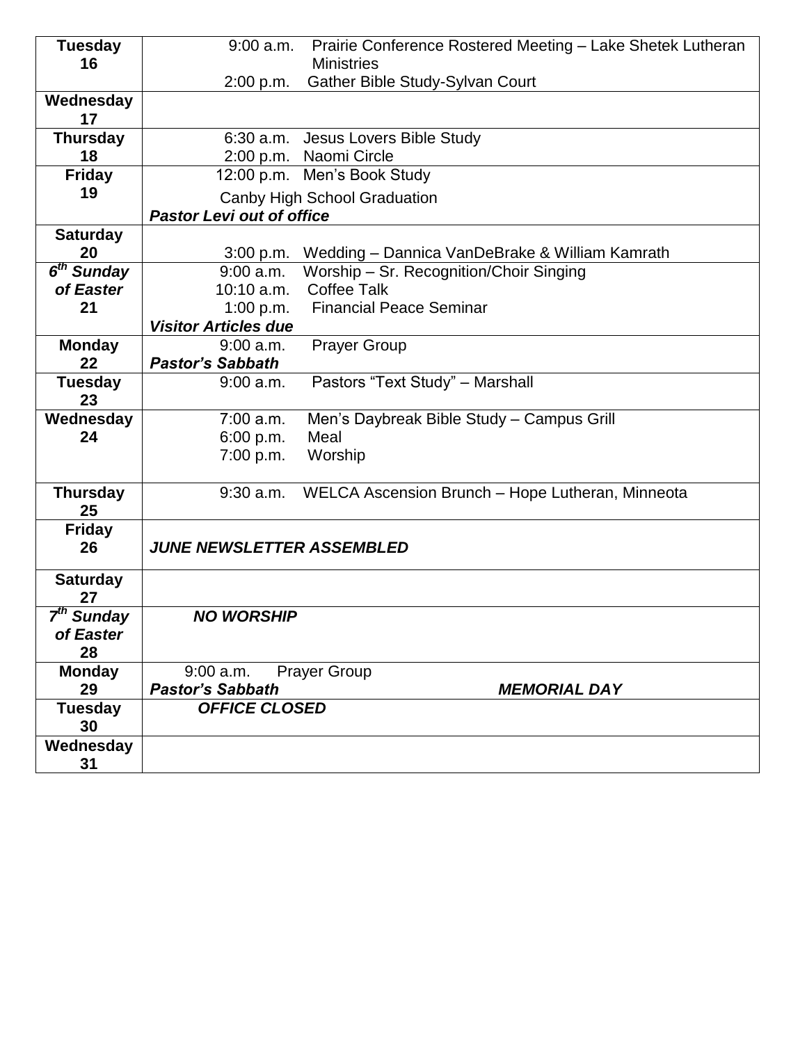| | |
|---|---|
| **Tuesday 16** | 9:00 a.m. Prairie Conference Rostered Meeting – Lake Shetek Lutheran Ministries<br>2:00 p.m. Gather Bible Study-Sylvan Court |
| **Wednesday 17** | |
| **Thursday 18** | 6:30 a.m. Jesus Lovers Bible Study<br>2:00 p.m. Naomi Circle |
| **Friday 19** | 12:00 p.m. Men's Book Study<br>Canby High School Graduation<br>***Pastor Levi out of office*** |
| **Saturday 20** | 3:00 p.m. Wedding – Dannica VanDeBrake & William Kamrath |
| ***6th Sunday of Easter* 21** | 9:00 a.m. Worship – Sr. Recognition/Choir Singing<br>10:10 a.m. Coffee Talk<br>1:00 p.m. Financial Peace Seminar<br>***Visitor Articles due*** |
| **Monday 22** | 9:00 a.m. Prayer Group<br>***Pastor's Sabbath*** |
| **Tuesday 23** | 9:00 a.m. Pastors "Text Study" – Marshall |
| **Wednesday 24** | 7:00 a.m. Men's Daybreak Bible Study – Campus Grill<br>6:00 p.m. Meal<br>7:00 p.m. Worship |
| **Thursday 25** | 9:30 a.m. WELCA Ascension Brunch – Hope Lutheran, Minneota |
| **Friday 26** | ***JUNE NEWSLETTER ASSEMBLED*** |
| **Saturday 27** | |
| ***7th Sunday of Easter* 28** | ***NO WORSHIP*** |
| **Monday 29** | 9:00 a.m. Prayer Group<br>***Pastor's Sabbath*** ***MEMORIAL DAY*** |
| **Tuesday 30** | ***OFFICE CLOSED*** |
| **Wednesday 31** | |